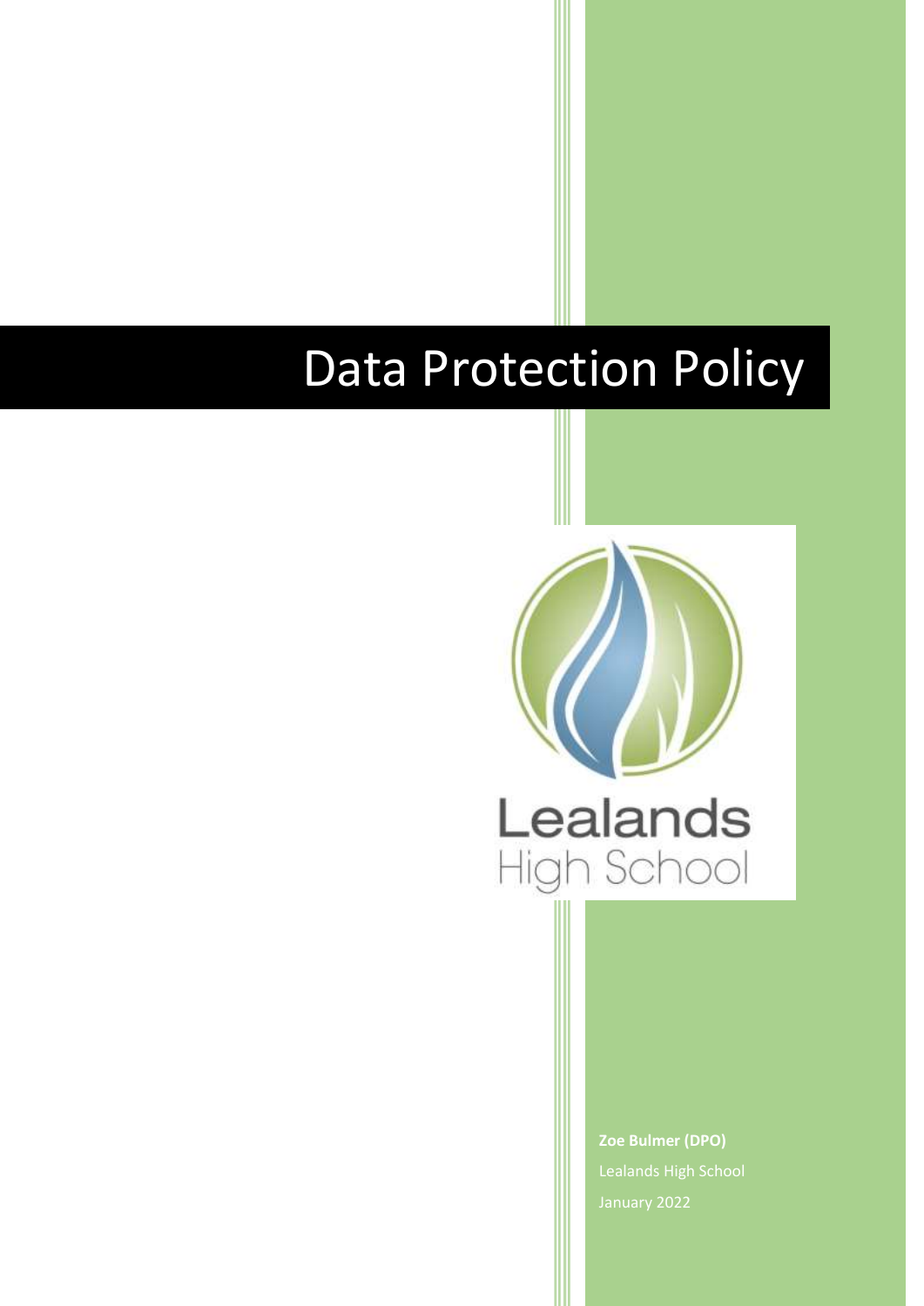# Data Protection Policy

Lealands High School

**Zoe Bulmer (DPO)**

Lealands High School

January 2022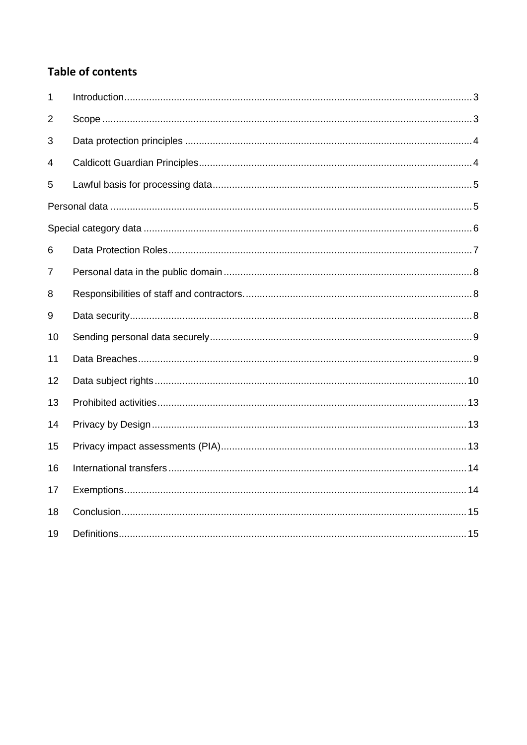## Table of contents

| | | |
|---|---|---|
| 1 | Introduction | 3 |
| 2 | Scope | 3 |
| 3 | Data protection principles | 4 |
| 4 | Caldicott Guardian Principles | 4 |
| 5 | Lawful basis for processing data | 5 |
| Personal data | | 5 |
| Special category data | | 6 |
| 6 | Data Protection Roles | 7 |
| 7 | Personal data in the public domain | 8 |
| 8 | Responsibilities of staff and contractors. | 8 |
| 9 | Data security | 8 |
| 10 | Sending personal data securely | 9 |
| 11 | Data Breaches | 9 |
| 12 | Data subject rights | 10 |
| 13 | Prohibited activities | 13 |
| 14 | Privacy by Design | 13 |
| 15 | Privacy impact assessments (PIA) | 13 |
| 16 | International transfers | 14 |
| 17 | Exemptions | 14 |
| 18 | Conclusion | 15 |
| 19 | Definitions | 15 |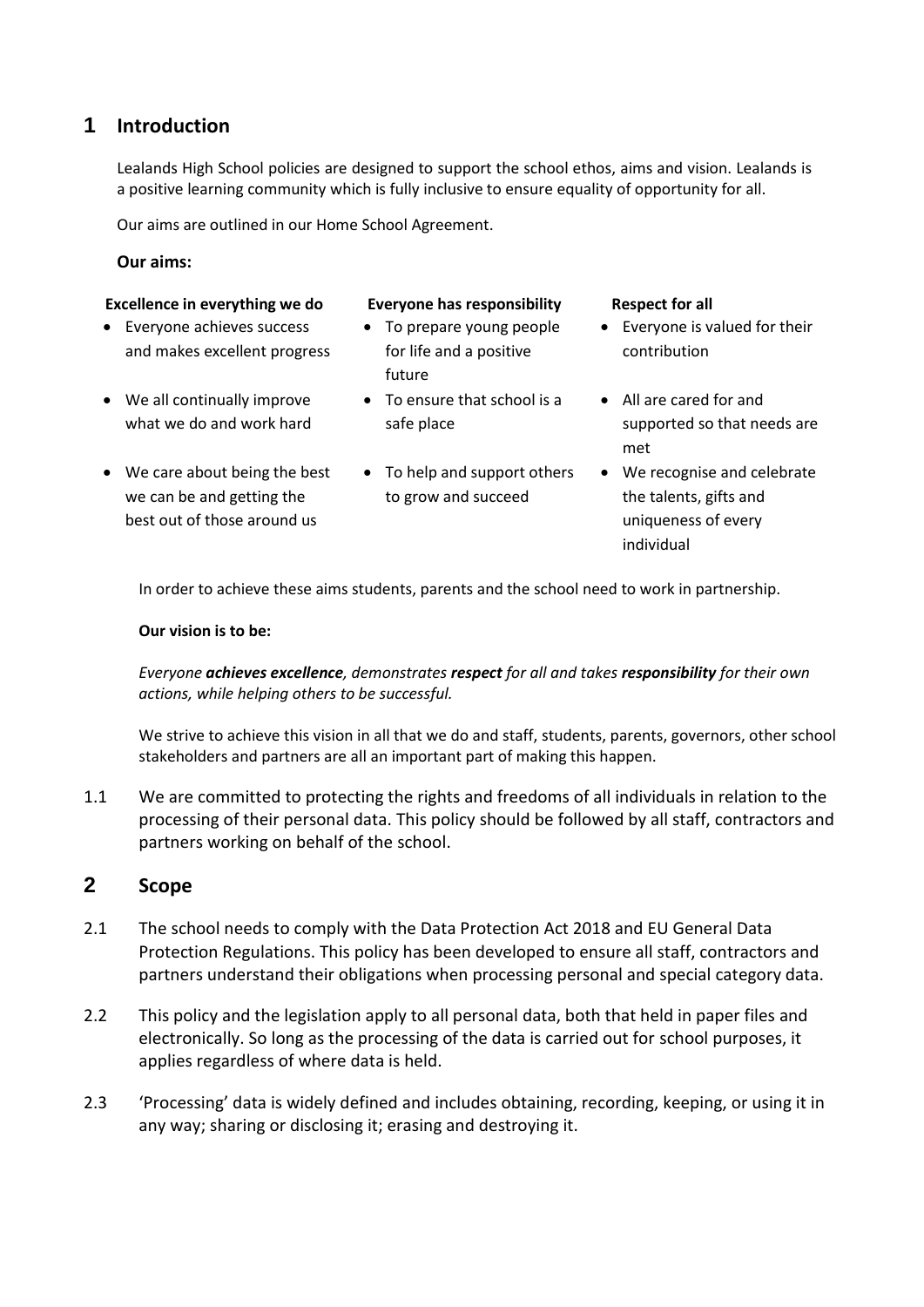## 1 Introduction

Lealands High School policies are designed to support the school ethos, aims and vision. Lealands is a positive learning community which is fully inclusive to ensure equality of opportunity for all.

Our aims are outlined in our Home School Agreement.

**Our aims:**

**Excellence in everything we do**

- Everyone achieves success and makes excellent progress
- We all continually improve what we do and work hard
- We care about being the best we can be and getting the best out of those around us

**Everyone has responsibility**

- To prepare young people for life and a positive future
- To ensure that school is a safe place
- To help and support others to grow and succeed

**Respect for all**

- Everyone is valued for their contribution
- All are cared for and supported so that needs are met
- We recognise and celebrate the talents, gifts and uniqueness of every individual

In order to achieve these aims students, parents and the school need to work in partnership.

**Our vision is to be:**

*Everyone **achieves excellence**, demonstrates **respect** for all and takes **responsibility** for their own actions, while helping others to be successful.*

We strive to achieve this vision in all that we do and staff, students, parents, governors, other school stakeholders and partners are all an important part of making this happen.

1.1 We are committed to protecting the rights and freedoms of all individuals in relation to the processing of their personal data. This policy should be followed by all staff, contractors and partners working on behalf of the school.

## 2 Scope

2.1 The school needs to comply with the Data Protection Act 2018 and EU General Data Protection Regulations. This policy has been developed to ensure all staff, contractors and partners understand their obligations when processing personal and special category data.

2.2 This policy and the legislation apply to all personal data, both that held in paper files and electronically. So long as the processing of the data is carried out for school purposes, it applies regardless of where data is held.

2.3 'Processing' data is widely defined and includes obtaining, recording, keeping, or using it in any way; sharing or disclosing it; erasing and destroying it.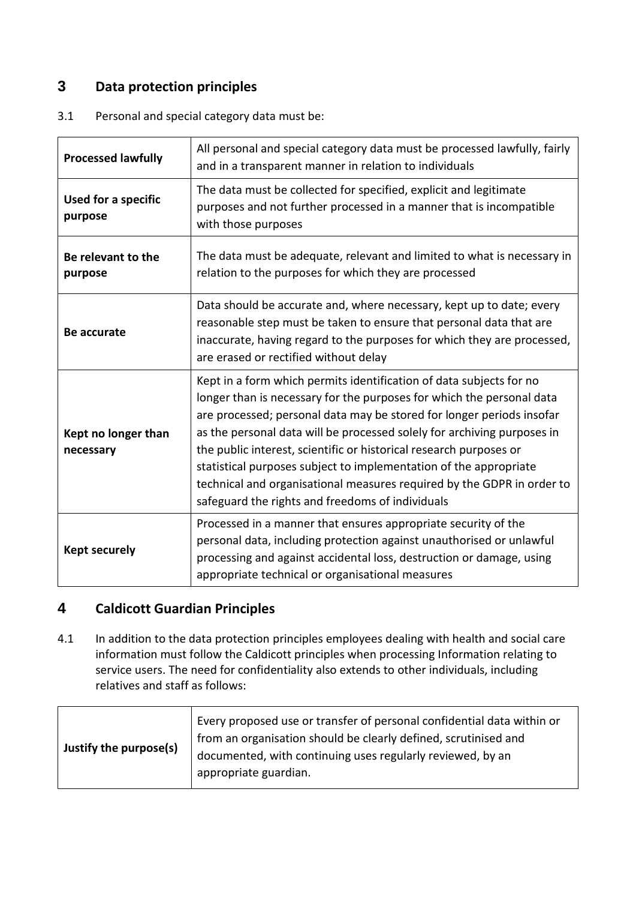## 3 Data protection principles

3.1 Personal and special category data must be:

| | |
|---|---|
| **Processed lawfully** | All personal and special category data must be processed lawfully, fairly and in a transparent manner in relation to individuals |
| **Used for a specific purpose** | The data must be collected for specified, explicit and legitimate purposes and not further processed in a manner that is incompatible with those purposes |
| **Be relevant to the purpose** | The data must be adequate, relevant and limited to what is necessary in relation to the purposes for which they are processed |
| **Be accurate** | Data should be accurate and, where necessary, kept up to date; every reasonable step must be taken to ensure that personal data that are inaccurate, having regard to the purposes for which they are processed, are erased or rectified without delay |
| **Kept no longer than necessary** | Kept in a form which permits identification of data subjects for no longer than is necessary for the purposes for which the personal data are processed; personal data may be stored for longer periods insofar as the personal data will be processed solely for archiving purposes in the public interest, scientific or historical research purposes or statistical purposes subject to implementation of the appropriate technical and organisational measures required by the GDPR in order to safeguard the rights and freedoms of individuals |
| **Kept securely** | Processed in a manner that ensures appropriate security of the personal data, including protection against unauthorised or unlawful processing and against accidental loss, destruction or damage, using appropriate technical or organisational measures |

## 4 Caldicott Guardian Principles

4.1 In addition to the data protection principles employees dealing with health and social care information must follow the Caldicott principles when processing Information relating to service users. The need for confidentiality also extends to other individuals, including relatives and staff as follows:

| | |
|---|---|
| **Justify the purpose(s)** | Every proposed use or transfer of personal confidential data within or from an organisation should be clearly defined, scrutinised and documented, with continuing uses regularly reviewed, by an appropriate guardian. |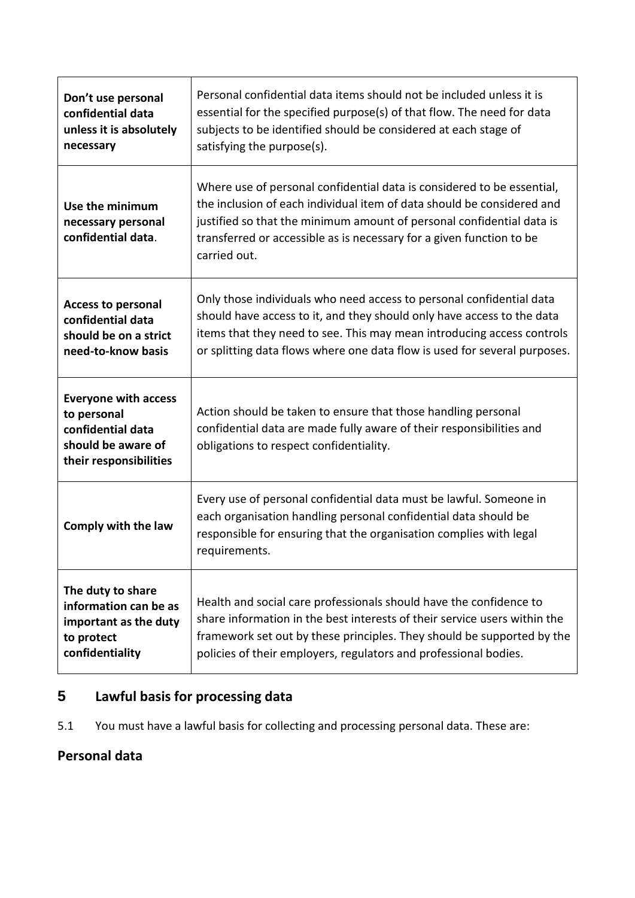| **Don't use personal confidential data unless it is absolutely necessary** | Personal confidential data items should not be included unless it is essential for the specified purpose(s) of that flow. The need for data subjects to be identified should be considered at each stage of satisfying the purpose(s). |
|---|---|
| **Use the minimum necessary personal confidential data**. | Where use of personal confidential data is considered to be essential, the inclusion of each individual item of data should be considered and justified so that the minimum amount of personal confidential data is transferred or accessible as is necessary for a given function to be carried out. |
| **Access to personal confidential data should be on a strict need-to-know basis** | Only those individuals who need access to personal confidential data should have access to it, and they should only have access to the data items that they need to see. This may mean introducing access controls or splitting data flows where one data flow is used for several purposes. |
| **Everyone with access to personal confidential data should be aware of their responsibilities** | Action should be taken to ensure that those handling personal confidential data are made fully aware of their responsibilities and obligations to respect confidentiality. |
| **Comply with the law** | Every use of personal confidential data must be lawful. Someone in each organisation handling personal confidential data should be responsible for ensuring that the organisation complies with legal requirements. |
| **The duty to share information can be as important as the duty to protect confidentiality** | Health and social care professionals should have the confidence to share information in the best interests of their service users within the framework set out by these principles. They should be supported by the policies of their employers, regulators and professional bodies. |

## 5 Lawful basis for processing data

5.1 You must have a lawful basis for collecting and processing personal data. These are:

### Personal data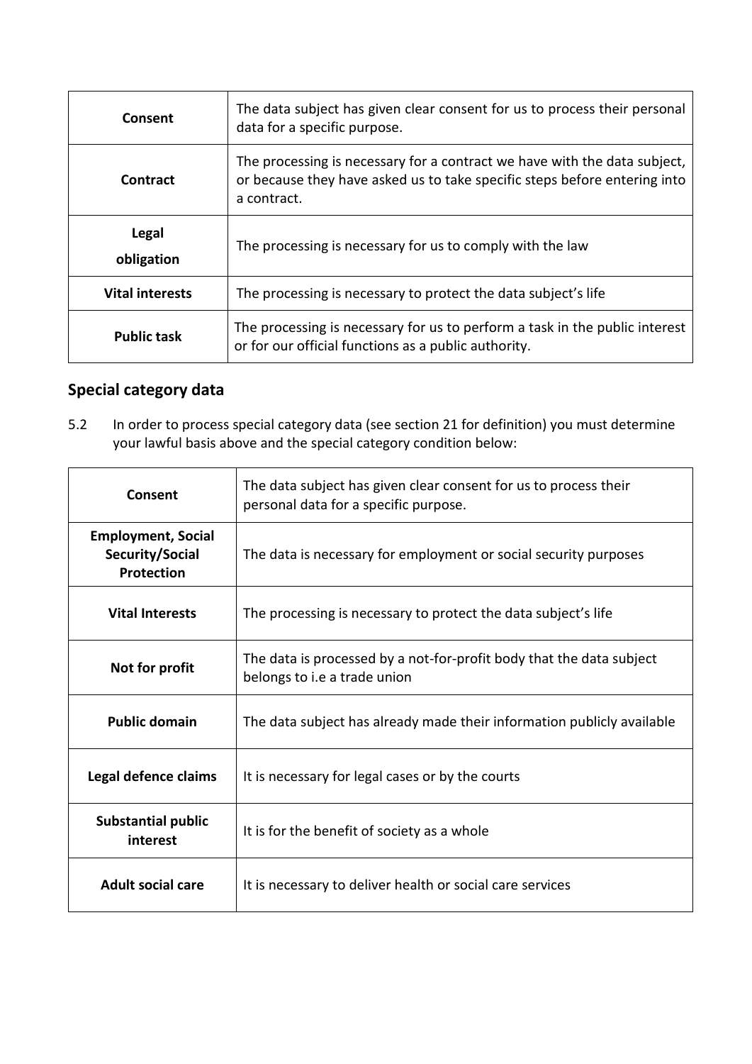| Consent | The data subject has given clear consent for us to process their personal data for a specific purpose. |
|---|---|
| Contract | The processing is necessary for a contract we have with the data subject, or because they have asked us to take specific steps before entering into a contract. |
| Legal obligation | The processing is necessary for us to comply with the law |
| Vital interests | The processing is necessary to protect the data subject's life |
| Public task | The processing is necessary for us to perform a task in the public interest or for our official functions as a public authority. |

## Special category data

5.2 In order to process special category data (see section 21 for definition) you must determine your lawful basis above and the special category condition below:

| Consent | The data subject has given clear consent for us to process their personal data for a specific purpose. |
|---|---|
| Employment, Social Security/Social Protection | The data is necessary for employment or social security purposes |
| Vital Interests | The processing is necessary to protect the data subject's life |
| Not for profit | The data is processed by a not-for-profit body that the data subject belongs to i.e a trade union |
| Public domain | The data subject has already made their information publicly available |
| Legal defence claims | It is necessary for legal cases or by the courts |
| Substantial public interest | It is for the benefit of society as a whole |
| Adult social care | It is necessary to deliver health or social care services |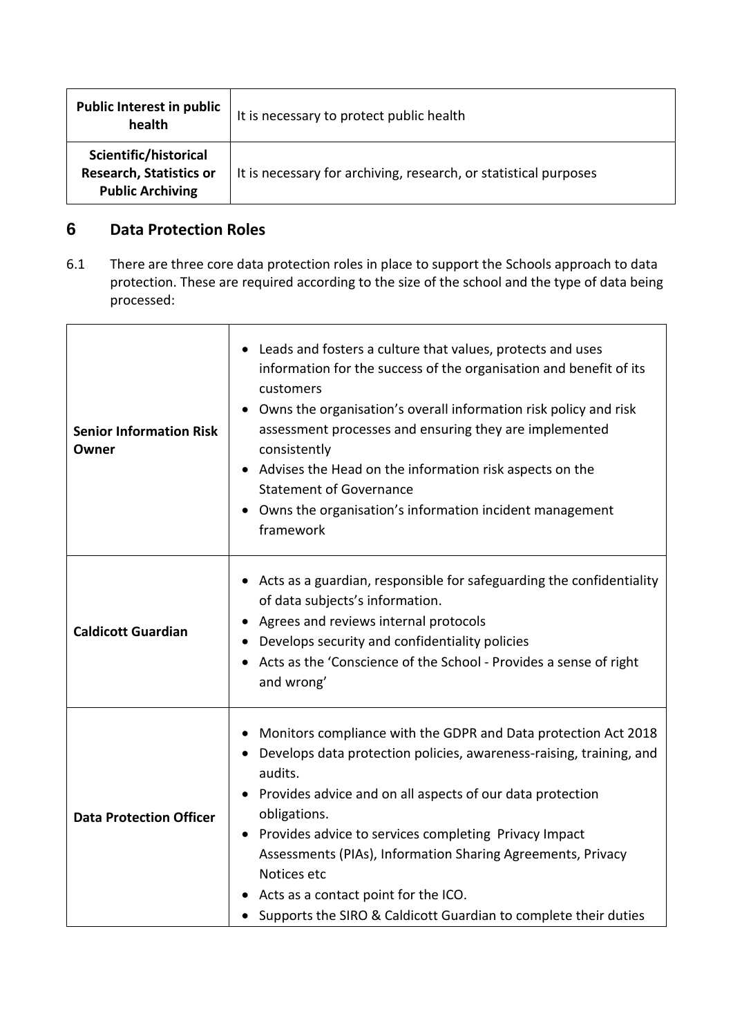| **Public Interest in public health** | It is necessary to protect public health |
|---|---|
| **Scientific/historical Research, Statistics or Public Archiving** | It is necessary for archiving, research, or statistical purposes |

## 6 Data Protection Roles

6.1 There are three core data protection roles in place to support the Schools approach to data protection. These are required according to the size of the school and the type of data being processed:

| **Senior Information Risk Owner** | • Leads and fosters a culture that values, protects and uses information for the success of the organisation and benefit of its customers<br>• Owns the organisation's overall information risk policy and risk assessment processes and ensuring they are implemented consistently<br>• Advises the Head on the information risk aspects on the Statement of Governance<br>• Owns the organisation's information incident management framework |
|---|---|
| **Caldicott Guardian** | • Acts as a guardian, responsible for safeguarding the confidentiality of data subjects's information.<br>• Agrees and reviews internal protocols<br>• Develops security and confidentiality policies<br>• Acts as the 'Conscience of the School - Provides a sense of right and wrong' |
| **Data Protection Officer** | • Monitors compliance with the GDPR and Data protection Act 2018<br>• Develops data protection policies, awareness-raising, training, and audits.<br>• Provides advice and on all aspects of our data protection obligations.<br>• Provides advice to services completing Privacy Impact Assessments (PIAs), Information Sharing Agreements, Privacy Notices etc<br>• Acts as a contact point for the ICO.<br>• Supports the SIRO & Caldicott Guardian to complete their duties |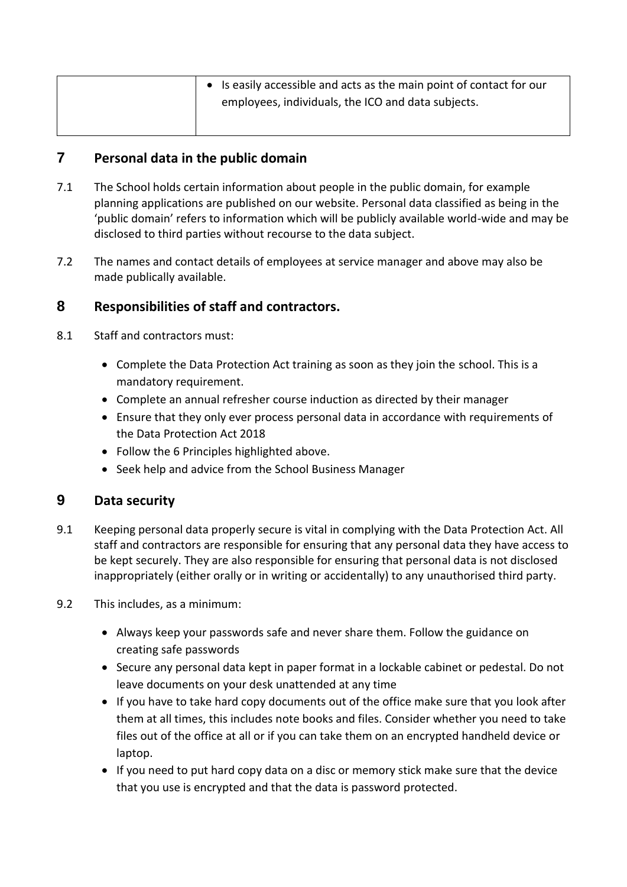| | • Is easily accessible and acts as the main point of contact for our employees, individuals, the ICO and data subjects. |
|---|---|

## 7 Personal data in the public domain

7.1 The School holds certain information about people in the public domain, for example planning applications are published on our website. Personal data classified as being in the 'public domain' refers to information which will be publicly available world-wide and may be disclosed to third parties without recourse to the data subject.

7.2 The names and contact details of employees at service manager and above may also be made publically available.

## 8 Responsibilities of staff and contractors.

8.1 Staff and contractors must:

- Complete the Data Protection Act training as soon as they join the school. This is a mandatory requirement.
- Complete an annual refresher course induction as directed by their manager
- Ensure that they only ever process personal data in accordance with requirements of the Data Protection Act 2018
- Follow the 6 Principles highlighted above.
- Seek help and advice from the School Business Manager

## 9 Data security

9.1 Keeping personal data properly secure is vital in complying with the Data Protection Act. All staff and contractors are responsible for ensuring that any personal data they have access to be kept securely. They are also responsible for ensuring that personal data is not disclosed inappropriately (either orally or in writing or accidentally) to any unauthorised third party.

9.2 This includes, as a minimum:

- Always keep your passwords safe and never share them. Follow the guidance on creating safe passwords
- Secure any personal data kept in paper format in a lockable cabinet or pedestal. Do not leave documents on your desk unattended at any time
- If you have to take hard copy documents out of the office make sure that you look after them at all times, this includes note books and files. Consider whether you need to take files out of the office at all or if you can take them on an encrypted handheld device or laptop.
- If you need to put hard copy data on a disc or memory stick make sure that the device that you use is encrypted and that the data is password protected.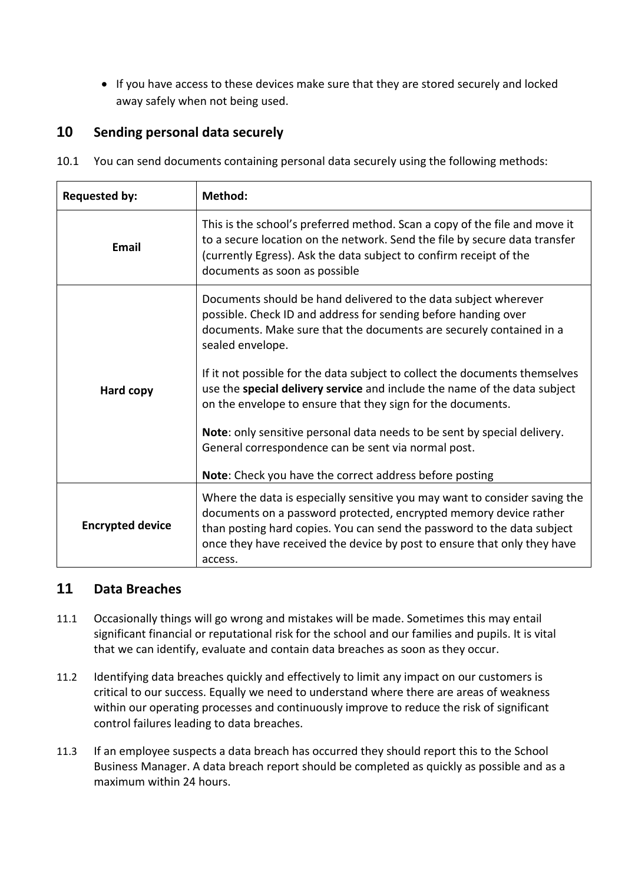- If you have access to these devices make sure that they are stored securely and locked away safely when not being used.

## 10 Sending personal data securely

10.1 You can send documents containing personal data securely using the following methods:

| Requested by: | Method: |
|---|---|
| **Email** | This is the school's preferred method. Scan a copy of the file and move it to a secure location on the network. Send the file by secure data transfer (currently Egress). Ask the data subject to confirm receipt of the documents as soon as possible |
| **Hard copy** | Documents should be hand delivered to the data subject wherever possible. Check ID and address for sending before handing over documents. Make sure that the documents are securely contained in a sealed envelope.<br><br>If it not possible for the data subject to collect the documents themselves use the **special delivery service** and include the name of the data subject on the envelope to ensure that they sign for the documents.<br><br>**Note**: only sensitive personal data needs to be sent by special delivery. General correspondence can be sent via normal post.<br><br>**Note**: Check you have the correct address before posting |
| **Encrypted device** | Where the data is especially sensitive you may want to consider saving the documents on a password protected, encrypted memory device rather than posting hard copies. You can send the password to the data subject once they have received the device by post to ensure that only they have access. |

## 11 Data Breaches

11.1 Occasionally things will go wrong and mistakes will be made. Sometimes this may entail significant financial or reputational risk for the school and our families and pupils. It is vital that we can identify, evaluate and contain data breaches as soon as they occur.

11.2 Identifying data breaches quickly and effectively to limit any impact on our customers is critical to our success. Equally we need to understand where there are areas of weakness within our operating processes and continuously improve to reduce the risk of significant control failures leading to data breaches.

11.3 If an employee suspects a data breach has occurred they should report this to the School Business Manager. A data breach report should be completed as quickly as possible and as a maximum within 24 hours.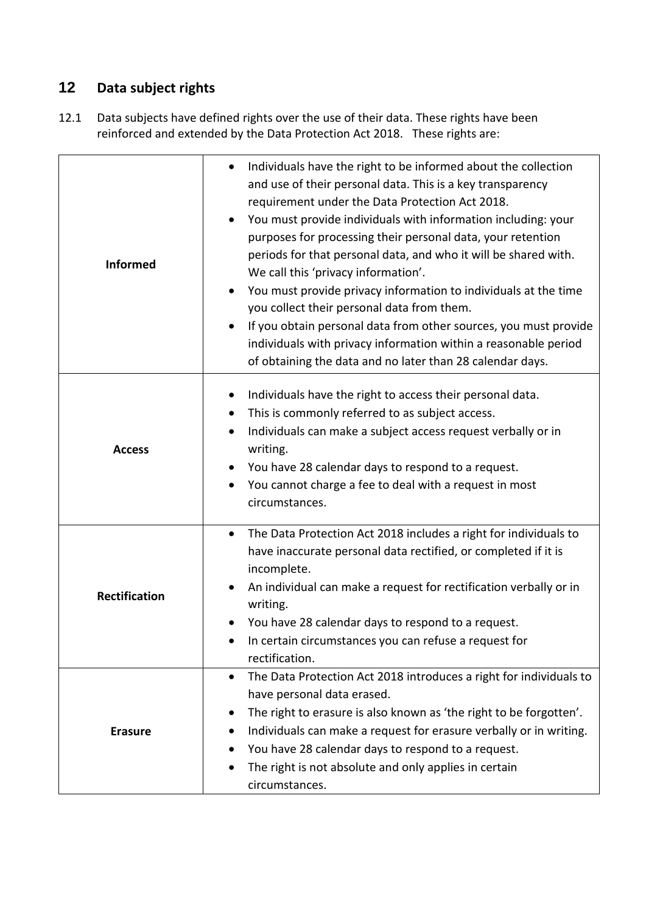## 12 Data subject rights

12.1 Data subjects have defined rights over the use of their data. These rights have been reinforced and extended by the Data Protection Act 2018. These rights are:

| | |
|---|---|
| **Informed** | • Individuals have the right to be informed about the collection and use of their personal data. This is a key transparency requirement under the Data Protection Act 2018.<br>• You must provide individuals with information including: your purposes for processing their personal data, your retention periods for that personal data, and who it will be shared with. We call this 'privacy information'.<br>• You must provide privacy information to individuals at the time you collect their personal data from them.<br>• If you obtain personal data from other sources, you must provide individuals with privacy information within a reasonable period of obtaining the data and no later than 28 calendar days. |
| **Access** | • Individuals have the right to access their personal data.<br>• This is commonly referred to as subject access.<br>• Individuals can make a subject access request verbally or in writing.<br>• You have 28 calendar days to respond to a request.<br>• You cannot charge a fee to deal with a request in most circumstances. |
| **Rectification** | • The Data Protection Act 2018 includes a right for individuals to have inaccurate personal data rectified, or completed if it is incomplete.<br>• An individual can make a request for rectification verbally or in writing.<br>• You have 28 calendar days to respond to a request.<br>• In certain circumstances you can refuse a request for rectification. |
| **Erasure** | • The Data Protection Act 2018 introduces a right for individuals to have personal data erased.<br>• The right to erasure is also known as 'the right to be forgotten'.<br>• Individuals can make a request for erasure verbally or in writing.<br>• You have 28 calendar days to respond to a request.<br>• The right is not absolute and only applies in certain circumstances. |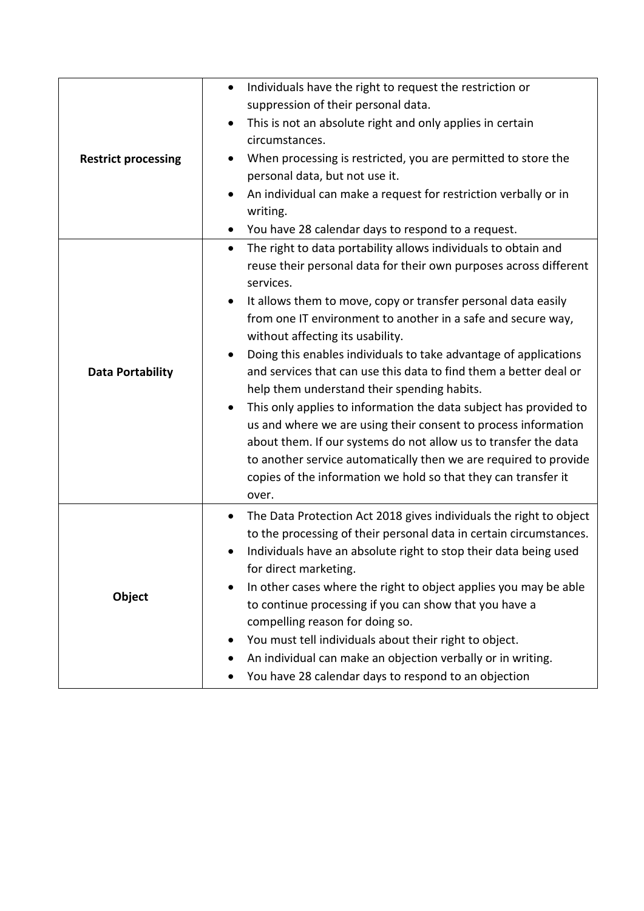| | |
|---|---|
| **Restrict processing** | • Individuals have the right to request the restriction or suppression of their personal data.<br>• This is not an absolute right and only applies in certain circumstances.<br>• When processing is restricted, you are permitted to store the personal data, but not use it.<br>• An individual can make a request for restriction verbally or in writing.<br>• You have 28 calendar days to respond to a request. |
| **Data Portability** | • The right to data portability allows individuals to obtain and reuse their personal data for their own purposes across different services.<br>• It allows them to move, copy or transfer personal data easily from one IT environment to another in a safe and secure way, without affecting its usability.<br>• Doing this enables individuals to take advantage of applications and services that can use this data to find them a better deal or help them understand their spending habits.<br>• This only applies to information the data subject has provided to us and where we are using their consent to process information about them. If our systems do not allow us to transfer the data to another service automatically then we are required to provide copies of the information we hold so that they can transfer it over. |
| **Object** | • The Data Protection Act 2018 gives individuals the right to object to the processing of their personal data in certain circumstances.<br>• Individuals have an absolute right to stop their data being used for direct marketing.<br>• In other cases where the right to object applies you may be able to continue processing if you can show that you have a compelling reason for doing so.<br>• You must tell individuals about their right to object.<br>• An individual can make an objection verbally or in writing.<br>• You have 28 calendar days to respond to an objection |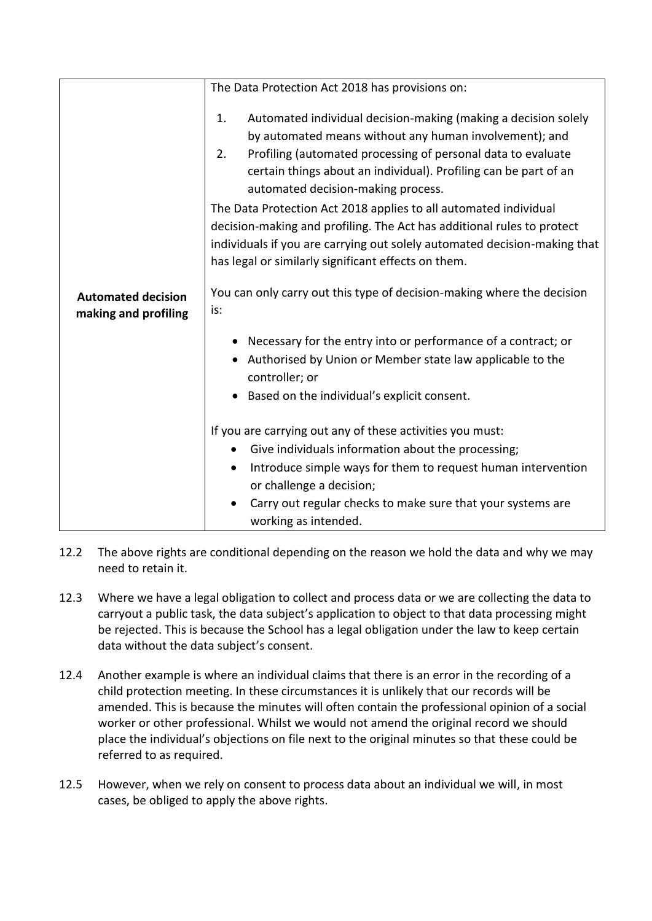| | |
|---|---|
| **Automated decision making and profiling** | The Data Protection Act 2018 has provisions on:<br><br>1. Automated individual decision-making (making a decision solely by automated means without any human involvement); and<br>2. Profiling (automated processing of personal data to evaluate certain things about an individual). Profiling can be part of an automated decision-making process.<br><br>The Data Protection Act 2018 applies to all automated individual decision-making and profiling. The Act has additional rules to protect individuals if you are carrying out solely automated decision-making that has legal or similarly significant effects on them.<br><br>You can only carry out this type of decision-making where the decision is:<br><br>• Necessary for the entry into or performance of a contract; or<br>• Authorised by Union or Member state law applicable to the controller; or<br>• Based on the individual's explicit consent.<br><br>If you are carrying out any of these activities you must:<br>• Give individuals information about the processing;<br>• Introduce simple ways for them to request human intervention or challenge a decision;<br>• Carry out regular checks to make sure that your systems are working as intended. |

12.2 The above rights are conditional depending on the reason we hold the data and why we may need to retain it.

12.3 Where we have a legal obligation to collect and process data or we are collecting the data to carryout a public task, the data subject's application to object to that data processing might be rejected. This is because the School has a legal obligation under the law to keep certain data without the data subject's consent.

12.4 Another example is where an individual claims that there is an error in the recording of a child protection meeting. In these circumstances it is unlikely that our records will be amended. This is because the minutes will often contain the professional opinion of a social worker or other professional. Whilst we would not amend the original record we should place the individual's objections on file next to the original minutes so that these could be referred to as required.

12.5 However, when we rely on consent to process data about an individual we will, in most cases, be obliged to apply the above rights.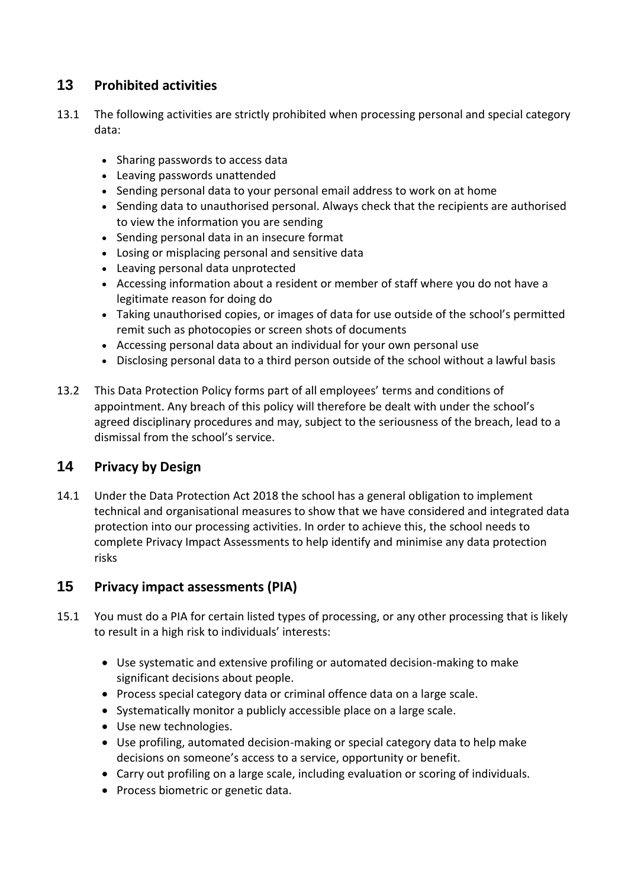## 13 Prohibited activities

13.1 The following activities are strictly prohibited when processing personal and special category data:

- Sharing passwords to access data
- Leaving passwords unattended
- Sending personal data to your personal email address to work on at home
- Sending data to unauthorised personal. Always check that the recipients are authorised to view the information you are sending
- Sending personal data in an insecure format
- Losing or misplacing personal and sensitive data
- Leaving personal data unprotected
- Accessing information about a resident or member of staff where you do not have a legitimate reason for doing do
- Taking unauthorised copies, or images of data for use outside of the school's permitted remit such as photocopies or screen shots of documents
- Accessing personal data about an individual for your own personal use
- Disclosing personal data to a third person outside of the school without a lawful basis

13.2 This Data Protection Policy forms part of all employees' terms and conditions of appointment. Any breach of this policy will therefore be dealt with under the school's agreed disciplinary procedures and may, subject to the seriousness of the breach, lead to a dismissal from the school's service.

## 14 Privacy by Design

14.1 Under the Data Protection Act 2018 the school has a general obligation to implement technical and organisational measures to show that we have considered and integrated data protection into our processing activities. In order to achieve this, the school needs to complete Privacy Impact Assessments to help identify and minimise any data protection risks

## 15 Privacy impact assessments (PIA)

15.1 You must do a PIA for certain listed types of processing, or any other processing that is likely to result in a high risk to individuals' interests:

- Use systematic and extensive profiling or automated decision-making to make significant decisions about people.
- Process special category data or criminal offence data on a large scale.
- Systematically monitor a publicly accessible place on a large scale.
- Use new technologies.
- Use profiling, automated decision-making or special category data to help make decisions on someone's access to a service, opportunity or benefit.
- Carry out profiling on a large scale, including evaluation or scoring of individuals.
- Process biometric or genetic data.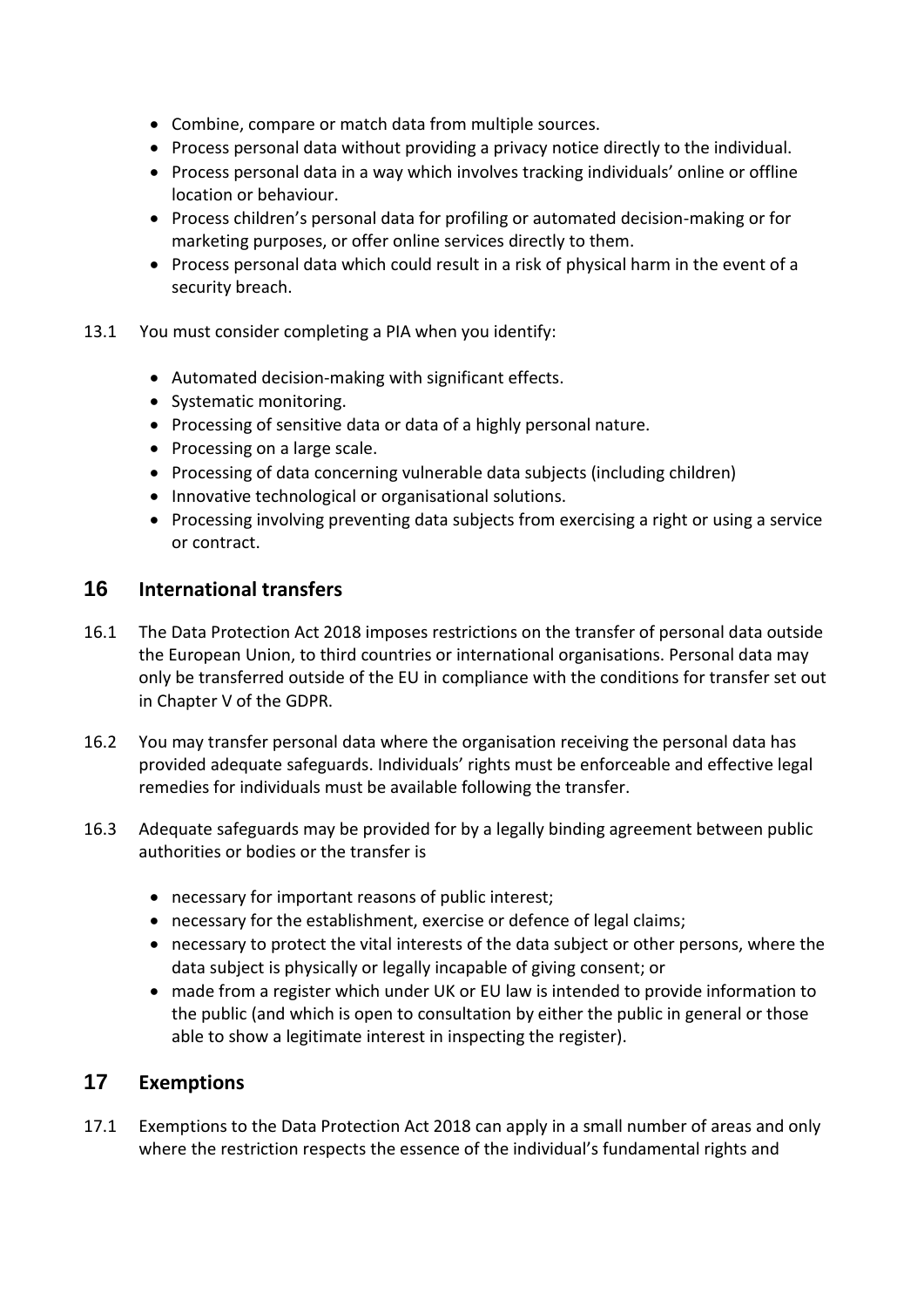- Combine, compare or match data from multiple sources.
- Process personal data without providing a privacy notice directly to the individual.
- Process personal data in a way which involves tracking individuals' online or offline location or behaviour.
- Process children's personal data for profiling or automated decision-making or for marketing purposes, or offer online services directly to them.
- Process personal data which could result in a risk of physical harm in the event of a security breach.

13.1 You must consider completing a PIA when you identify:

- Automated decision-making with significant effects.
- Systematic monitoring.
- Processing of sensitive data or data of a highly personal nature.
- Processing on a large scale.
- Processing of data concerning vulnerable data subjects (including children)
- Innovative technological or organisational solutions.
- Processing involving preventing data subjects from exercising a right or using a service or contract.

## 16 International transfers

16.1 The Data Protection Act 2018 imposes restrictions on the transfer of personal data outside the European Union, to third countries or international organisations. Personal data may only be transferred outside of the EU in compliance with the conditions for transfer set out in Chapter V of the GDPR.

16.2 You may transfer personal data where the organisation receiving the personal data has provided adequate safeguards. Individuals' rights must be enforceable and effective legal remedies for individuals must be available following the transfer.

16.3 Adequate safeguards may be provided for by a legally binding agreement between public authorities or bodies or the transfer is

- necessary for important reasons of public interest;
- necessary for the establishment, exercise or defence of legal claims;
- necessary to protect the vital interests of the data subject or other persons, where the data subject is physically or legally incapable of giving consent; or
- made from a register which under UK or EU law is intended to provide information to the public (and which is open to consultation by either the public in general or those able to show a legitimate interest in inspecting the register).

## 17 Exemptions

17.1 Exemptions to the Data Protection Act 2018 can apply in a small number of areas and only where the restriction respects the essence of the individual's fundamental rights and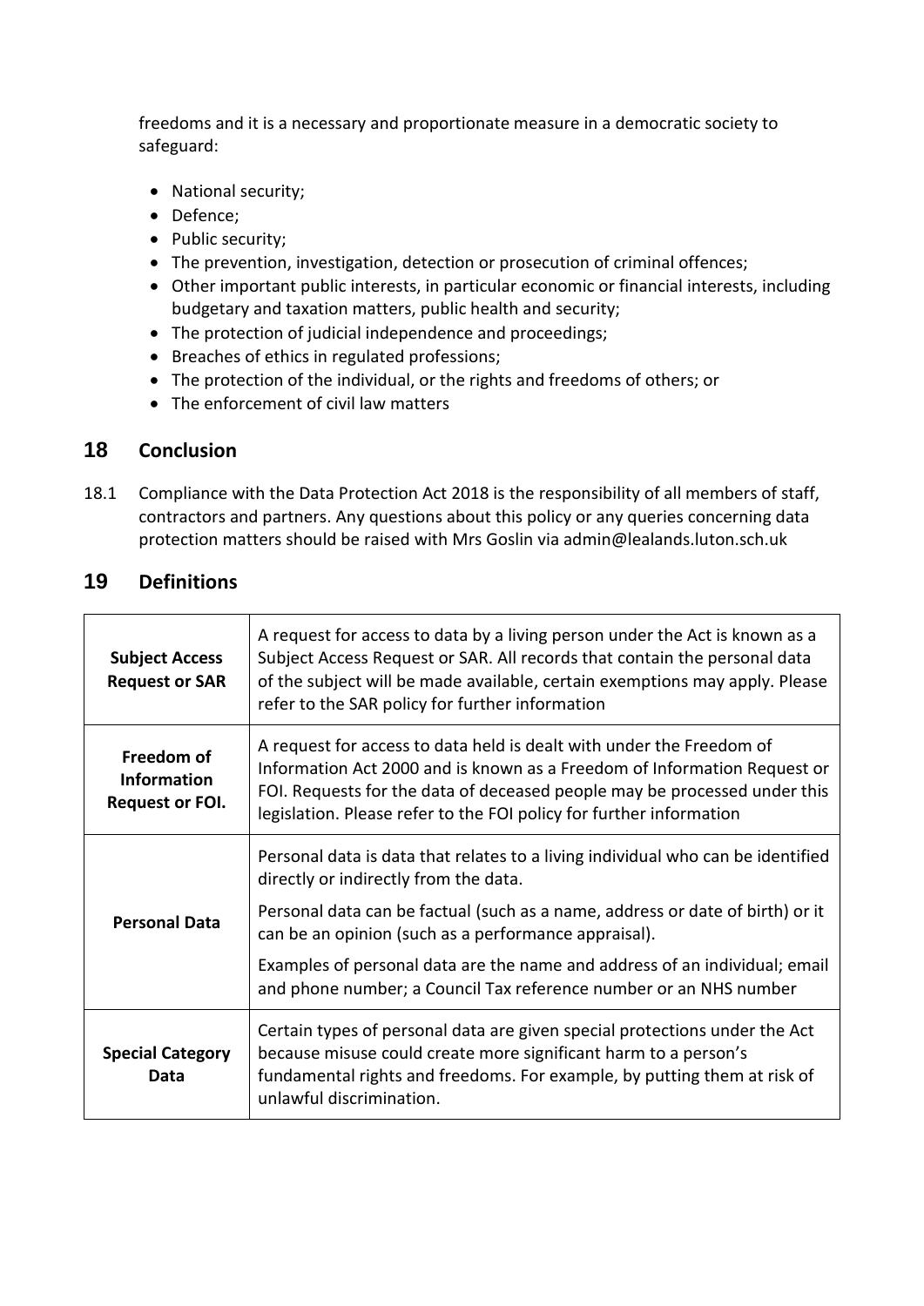freedoms and it is a necessary and proportionate measure in a democratic society to safeguard:

- National security;
- Defence;
- Public security;
- The prevention, investigation, detection or prosecution of criminal offences;
- Other important public interests, in particular economic or financial interests, including budgetary and taxation matters, public health and security;
- The protection of judicial independence and proceedings;
- Breaches of ethics in regulated professions;
- The protection of the individual, or the rights and freedoms of others; or
- The enforcement of civil law matters

## 18 Conclusion

18.1 Compliance with the Data Protection Act 2018 is the responsibility of all members of staff, contractors and partners. Any questions about this policy or any queries concerning data protection matters should be raised with Mrs Goslin via admin@lealands.luton.sch.uk

## 19 Definitions

| | |
|---|---|
| **Subject Access Request or SAR** | A request for access to data by a living person under the Act is known as a Subject Access Request or SAR. All records that contain the personal data of the subject will be made available, certain exemptions may apply. Please refer to the SAR policy for further information |
| **Freedom of Information Request or FOI.** | A request for access to data held is dealt with under the Freedom of Information Act 2000 and is known as a Freedom of Information Request or FOI. Requests for the data of deceased people may be processed under this legislation. Please refer to the FOI policy for further information |
| **Personal Data** | Personal data is data that relates to a living individual who can be identified directly or indirectly from the data.<br>Personal data can be factual (such as a name, address or date of birth) or it can be an opinion (such as a performance appraisal).<br>Examples of personal data are the name and address of an individual; email and phone number; a Council Tax reference number or an NHS number |
| **Special Category Data** | Certain types of personal data are given special protections under the Act because misuse could create more significant harm to a person's fundamental rights and freedoms. For example, by putting them at risk of unlawful discrimination. |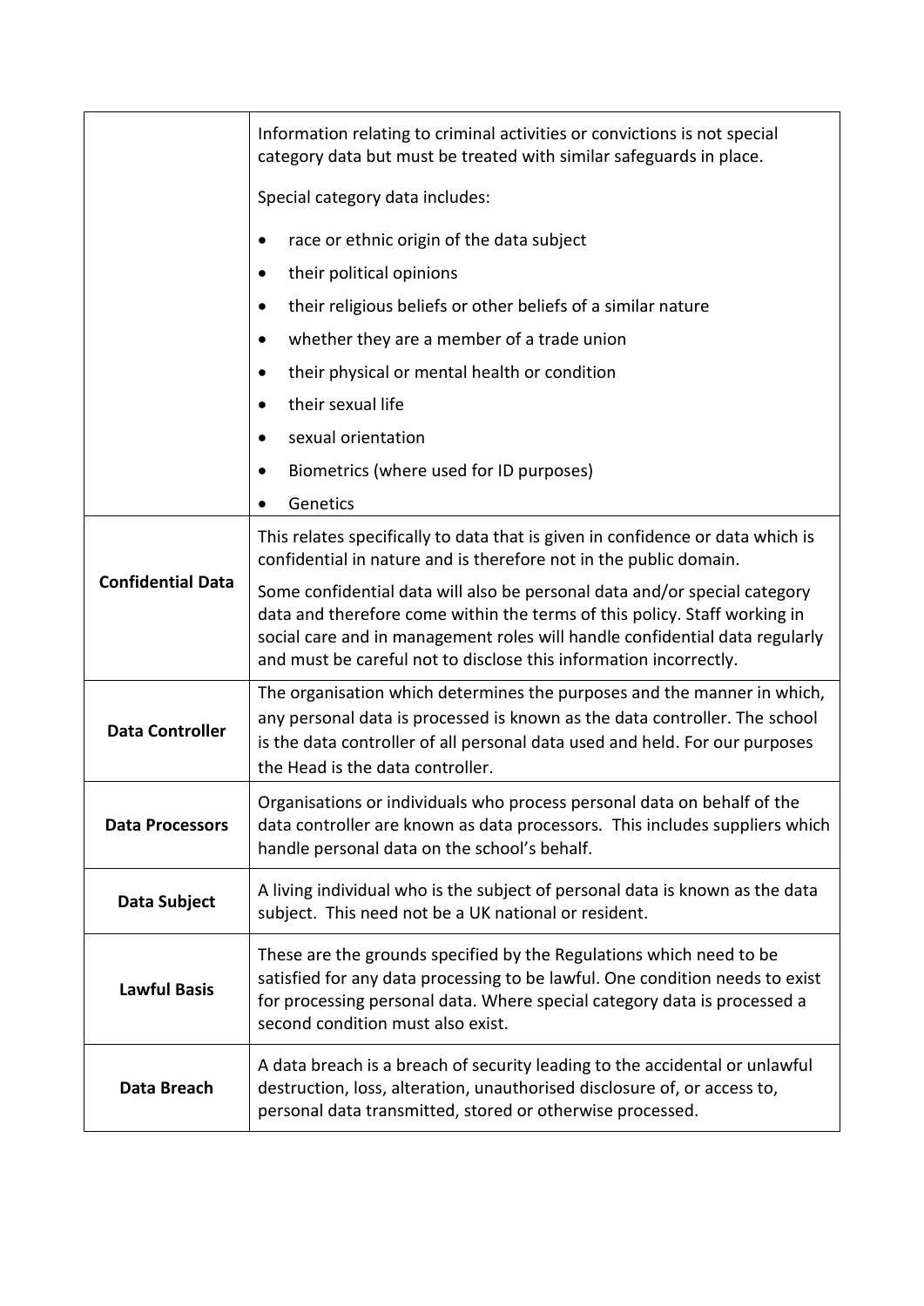| | |
|---|---|
| | Information relating to criminal activities or convictions is not special category data but must be treated with similar safeguards in place.<br><br>Special category data includes:<br><br>• race or ethnic origin of the data subject<br>• their political opinions<br>• their religious beliefs or other beliefs of a similar nature<br>• whether they are a member of a trade union<br>• their physical or mental health or condition<br>• their sexual life<br>• sexual orientation<br>• Biometrics (where used for ID purposes)<br>• Genetics |
| **Confidential Data** | This relates specifically to data that is given in confidence or data which is confidential in nature and is therefore not in the public domain.<br><br>Some confidential data will also be personal data and/or special category data and therefore come within the terms of this policy. Staff working in social care and in management roles will handle confidential data regularly and must be careful not to disclose this information incorrectly. |
| **Data Controller** | The organisation which determines the purposes and the manner in which, any personal data is processed is known as the data controller. The school is the data controller of all personal data used and held. For our purposes the Head is the data controller. |
| **Data Processors** | Organisations or individuals who process personal data on behalf of the data controller are known as data processors. This includes suppliers which handle personal data on the school's behalf. |
| **Data Subject** | A living individual who is the subject of personal data is known as the data subject. This need not be a UK national or resident. |
| **Lawful Basis** | These are the grounds specified by the Regulations which need to be satisfied for any data processing to be lawful. One condition needs to exist for processing personal data. Where special category data is processed a second condition must also exist. |
| **Data Breach** | A data breach is a breach of security leading to the accidental or unlawful destruction, loss, alteration, unauthorised disclosure of, or access to, personal data transmitted, stored or otherwise processed. |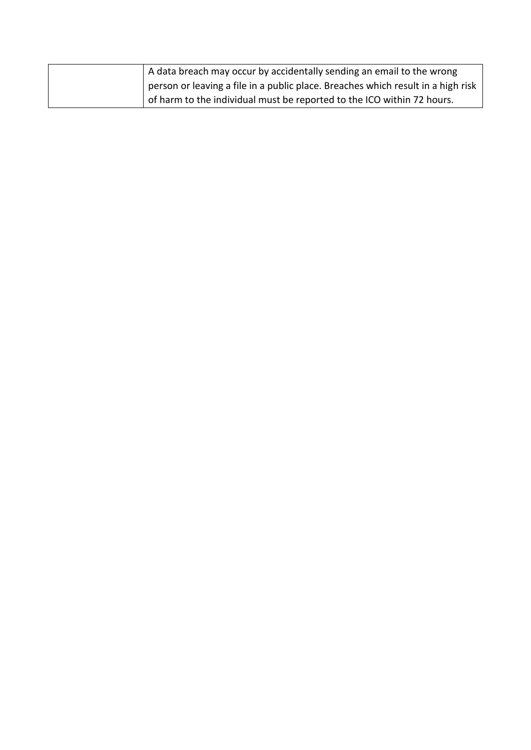| | |
|---|---|
| | A data breach may occur by accidentally sending an email to the wrong person or leaving a file in a public place. Breaches which result in a high risk of harm to the individual must be reported to the ICO within 72 hours. |